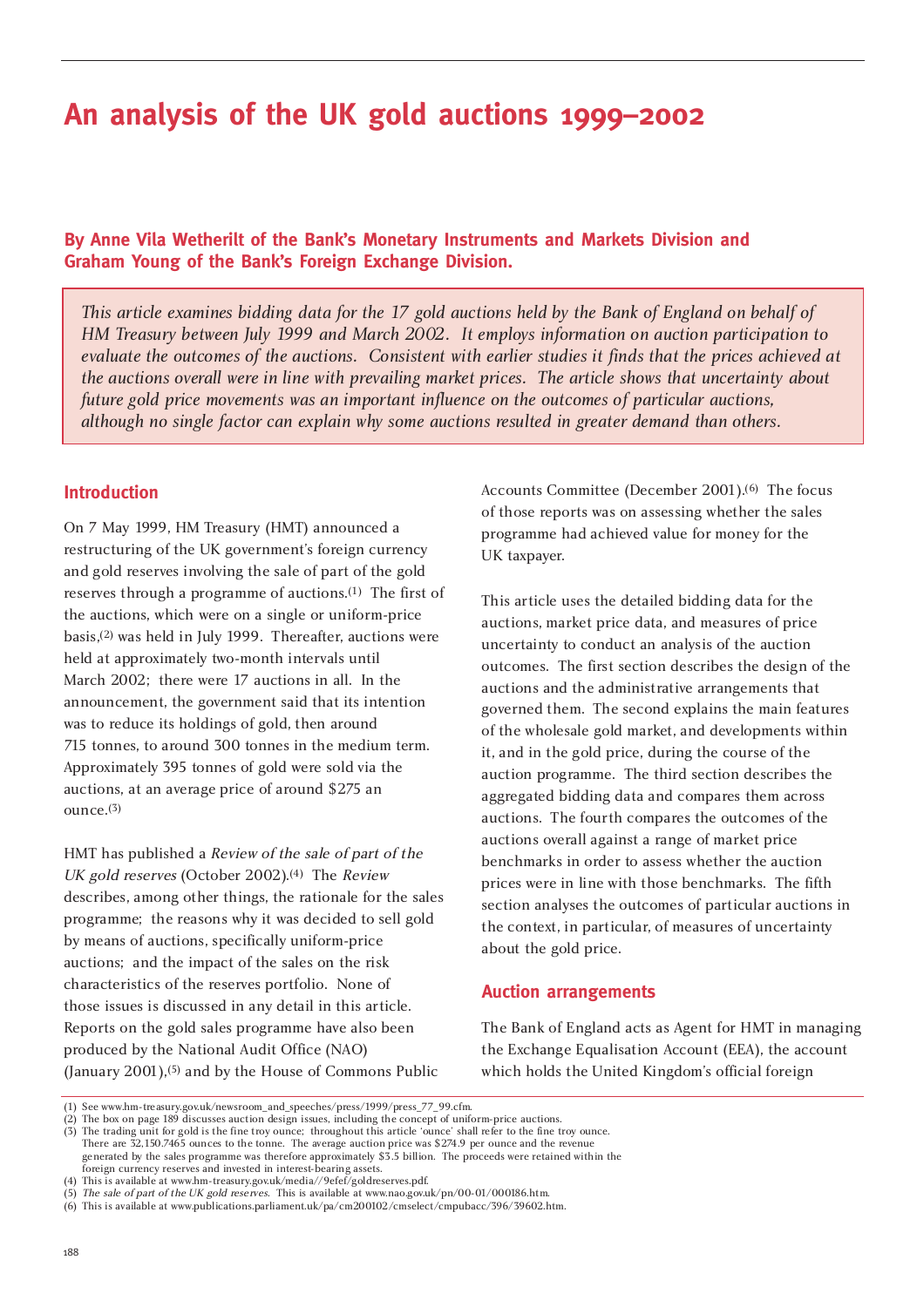# An analysis of the UK gold auctions 1999–2002

**By Anne Vila Wetherilt of the Bank's Monetary Instruments and Markets Division and Graham Young of the Bank's Foreign Exchange Division.**

*This article examines bidding data for the 17 gold auctions held by the Bank of England on behalf of HM Treasury between July 1999 and March 2002. It employs information on auction participation to evaluate the outcomes of the auctions. Consistent with earlier studies it finds that the prices achieved at the auctions overall were in line with prevailing market prices. The article shows that uncertainty about future gold price movements was an important influence on the outcomes of particular auctions, although no single factor can explain why some auctions resulted in greater demand than others.*

## Introduction

On 7 May 1999, HM Treasury (HMT) announced a restructuring of the UK government's foreign currency and gold reserves involving the sale of part of the gold reserves through a programme of auctions.[1] The first of the auctions, which were on a single or uniform-price basis,[2] was held in July 1999. Thereafter, auctions were held at approximately two-month intervals until March 2002; there were 17 auctions in all. In the announcement, the government said that its intention was to reduce its holdings of gold, then around 715 tonnes, to around 300 tonnes in the medium term. Approximately 395 tonnes of gold were sold via the auctions, at an average price of around $275 an ounce.[3]

HMT has published a *Review of the sale of part of the UK gold reserves* (October 2002).[4] The *Review* describes, among other things, the rationale for the sales programme; the reasons why it was decided to sell gold by means of auctions, specifically uniform-price auctions; and the impact of the sales on the risk characteristics of the reserves portfolio. None of those issues is discussed in any detail in this article. Reports on the gold sales programme have also been produced by the National Audit Office (NAO) (January 2001),[5] and by the House of Commons Public Accounts Committee (December 2001).[6] The focus of those reports was on assessing whether the sales programme had achieved value for money for the UK taxpayer.

This article uses the detailed bidding data for the auctions, market price data, and measures of price uncertainty to conduct an analysis of the auction outcomes. The first section describes the design of the auctions and the administrative arrangements that governed them. The second explains the main features of the wholesale gold market, and developments within it, and in the gold price, during the course of the auction programme. The third section describes the aggregated bidding data and compares them across auctions. The fourth compares the outcomes of the auctions overall against a range of market price benchmarks in order to assess whether the auction prices were in line with those benchmarks. The fifth section analyses the outcomes of particular auctions in the context, in particular, of measures of uncertainty about the gold price.

## Auction arrangements

The Bank of England acts as Agent for HMT in managing the Exchange Equalisation Account (EEA), the account which holds the United Kingdom's official foreign

---

(1) See www.hm-treasury.gov.uk/newsroom_and_speeches/press/1999/press_77_99.cfm.
(2) The box on page 189 discusses auction design issues, including the concept of uniform-price auctions.
(3) The trading unit for gold is the fine troy ounce; throughout this article 'ounce' shall refer to the fine troy ounce. There are 32,150.7465 ounces to the tonne. The average auction price was $274.9 per ounce and the revenue generated by the sales programme was therefore approximately $3.5 billion. The proceeds were retained within the foreign currency reserves and invested in interest-bearing assets.
(4) This is available at www.hm-treasury.gov.uk/media//9efef/goldreserves.pdf.
(5) *The sale of part of the UK gold reserves*. This is available at www.nao.gov.uk/pn/00-01/000186.htm.
(6) This is available at www.publications.parliament.uk/pa/cm200102/cmselect/cmpubacc/396/39602.htm.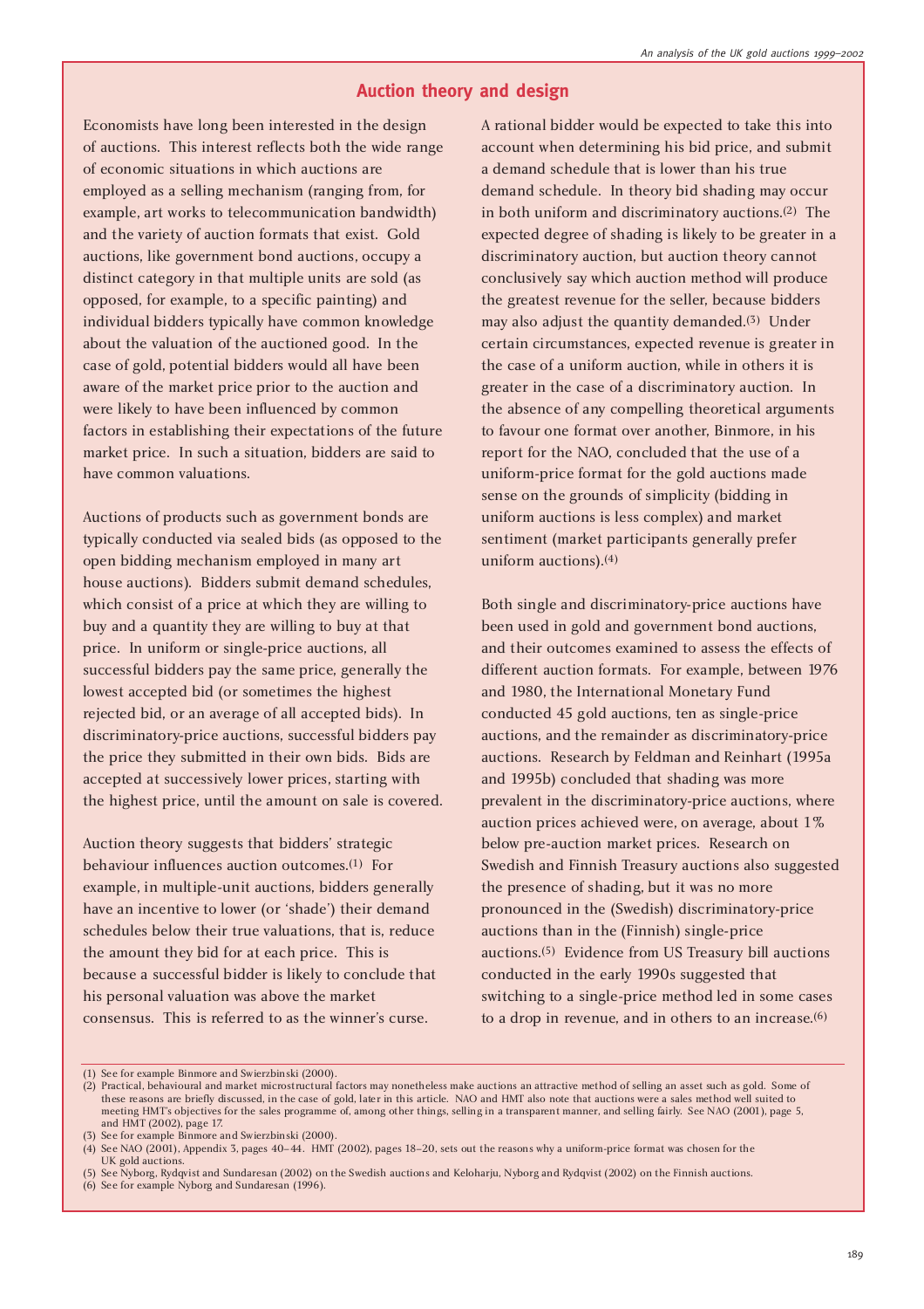## Auction theory and design

Economists have long been interested in the design of auctions. This interest reflects both the wide range of economic situations in which auctions are employed as a selling mechanism (ranging from, for example, art works to telecommunication bandwidth) and the variety of auction formats that exist. Gold auctions, like government bond auctions, occupy a distinct category in that multiple units are sold (as opposed, for example, to a specific painting) and individual bidders typically have common knowledge about the valuation of the auctioned good. In the case of gold, potential bidders would all have been aware of the market price prior to the auction and were likely to have been influenced by common factors in establishing their expectations of the future market price. In such a situation, bidders are said to have common valuations.

Auctions of products such as government bonds are typically conducted via sealed bids (as opposed to the open bidding mechanism employed in many art house auctions). Bidders submit demand schedules, which consist of a price at which they are willing to buy and a quantity they are willing to buy at that price. In uniform or single-price auctions, all successful bidders pay the same price, generally the lowest accepted bid (or sometimes the highest rejected bid, or an average of all accepted bids). In discriminatory-price auctions, successful bidders pay the price they submitted in their own bids. Bids are accepted at successively lower prices, starting with the highest price, until the amount on sale is covered.

Auction theory suggests that bidders' strategic behaviour influences auction outcomes.(1) For example, in multiple-unit auctions, bidders generally have an incentive to lower (or 'shade') their demand schedules below their true valuations, that is, reduce the amount they bid for at each price. This is because a successful bidder is likely to conclude that his personal valuation was above the market consensus. This is referred to as the winner's curse. A rational bidder would be expected to take this into account when determining his bid price, and submit a demand schedule that is lower than his true demand schedule. In theory bid shading may occur in both uniform and discriminatory auctions.(2) The expected degree of shading is likely to be greater in a discriminatory auction, but auction theory cannot conclusively say which auction method will produce the greatest revenue for the seller, because bidders may also adjust the quantity demanded.(3) Under certain circumstances, expected revenue is greater in the case of a uniform auction, while in others it is greater in the case of a discriminatory auction. In the absence of any compelling theoretical arguments to favour one format over another, Binmore, in his report for the NAO, concluded that the use of a uniform-price format for the gold auctions made sense on the grounds of simplicity (bidding in uniform auctions is less complex) and market sentiment (market participants generally prefer uniform auctions).(4)

Both single and discriminatory-price auctions have been used in gold and government bond auctions, and their outcomes examined to assess the effects of different auction formats. For example, between 1976 and 1980, the International Monetary Fund conducted 45 gold auctions, ten as single-price auctions, and the remainder as discriminatory-price auctions. Research by Feldman and Reinhart (1995a and 1995b) concluded that shading was more prevalent in the discriminatory-price auctions, where auction prices achieved were, on average, about 1% below pre-auction market prices. Research on Swedish and Finnish Treasury auctions also suggested the presence of shading, but it was no more pronounced in the (Swedish) discriminatory-price auctions than in the (Finnish) single-price auctions.(5) Evidence from US Treasury bill auctions conducted in the early 1990s suggested that switching to a single-price method led in some cases to a drop in revenue, and in others to an increase.(6)

(1) See for example Binmore and Swierzbinski (2000).
(2) Practical, behavioural and market microstructural factors may nonetheless make auctions an attractive method of selling an asset such as gold. Some of these reasons are briefly discussed, in the case of gold, later in this article. NAO and HMT also note that auctions were a sales method well suited to meeting HMT's objectives for the sales programme of, among other things, selling in a transparent manner, and selling fairly. See NAO (2001), page 5, and HMT (2002), page 17.
(3) See for example Binmore and Swierzbinski (2000).
(4) See NAO (2001), Appendix 3, pages 40–44. HMT (2002), pages 18–20, sets out the reasons why a uniform-price format was chosen for the UK gold auctions.
(5) See Nyborg, Rydqvist and Sundaresan (2002) on the Swedish auctions and Keloharju, Nyborg and Rydqvist (2002) on the Finnish auctions.
(6) See for example Nyborg and Sundaresan (1996).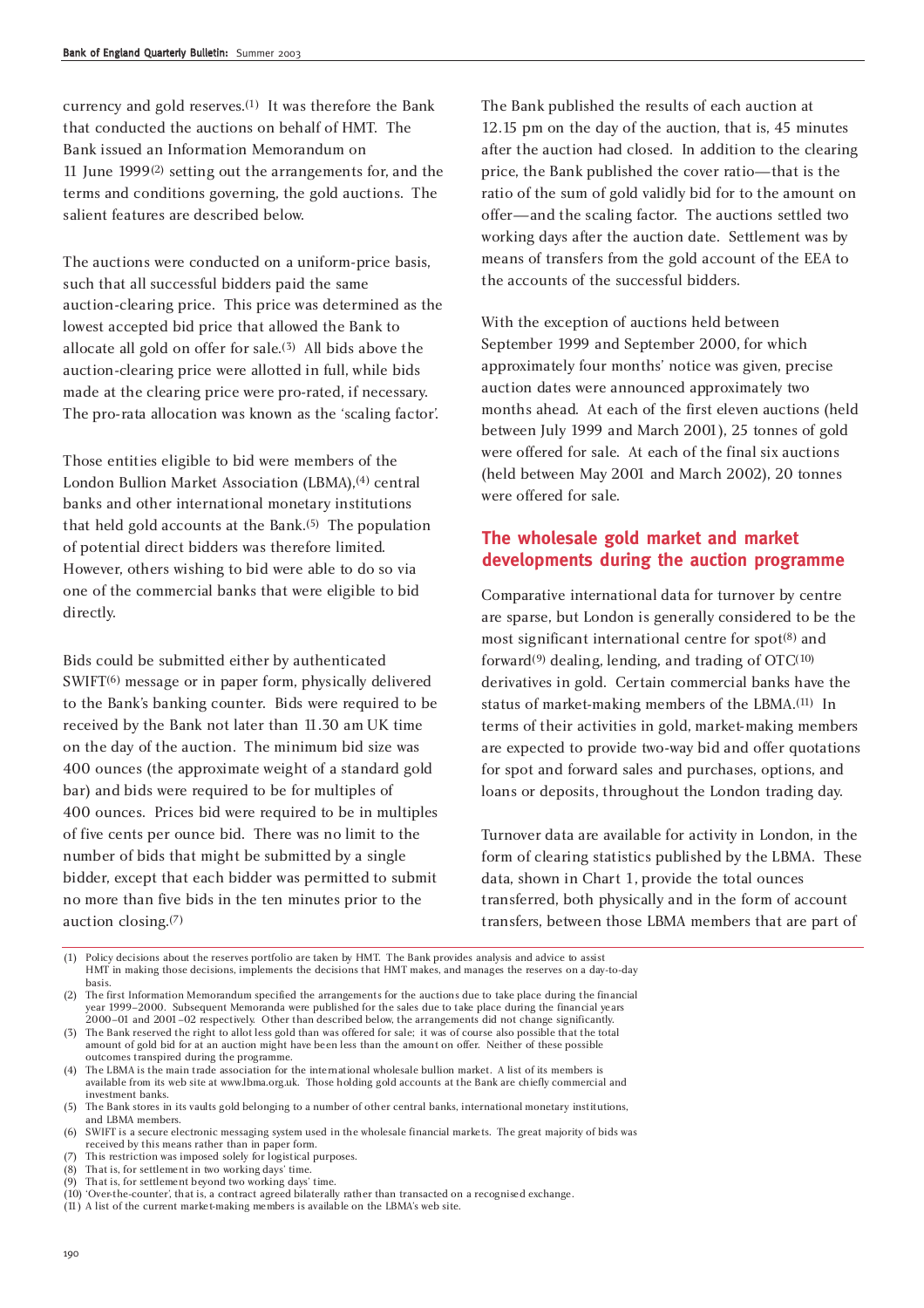currency and gold reserves.[1] It was therefore the Bank that conducted the auctions on behalf of HMT. The Bank issued an Information Memorandum on 11 June 1999[2] setting out the arrangements for, and the terms and conditions governing, the gold auctions. The salient features are described below.

The auctions were conducted on a uniform-price basis, such that all successful bidders paid the same auction-clearing price. This price was determined as the lowest accepted bid price that allowed the Bank to allocate all gold on offer for sale.[3] All bids above the auction-clearing price were allotted in full, while bids made at the clearing price were pro-rated, if necessary. The pro-rata allocation was known as the 'scaling factor'.

Those entities eligible to bid were members of the London Bullion Market Association (LBMA),[4] central banks and other international monetary institutions that held gold accounts at the Bank.[5] The population of potential direct bidders was therefore limited. However, others wishing to bid were able to do so via one of the commercial banks that were eligible to bid directly.

Bids could be submitted either by authenticated SWIFT[6] message or in paper form, physically delivered to the Bank's banking counter. Bids were required to be received by the Bank not later than 11.30 am UK time on the day of the auction. The minimum bid size was 400 ounces (the approximate weight of a standard gold bar) and bids were required to be for multiples of 400 ounces. Prices bid were required to be in multiples of five cents per ounce bid. There was no limit to the number of bids that might be submitted by a single bidder, except that each bidder was permitted to submit no more than five bids in the ten minutes prior to the auction closing.[7]

The Bank published the results of each auction at 12.15 pm on the day of the auction, that is, 45 minutes after the auction had closed. In addition to the clearing price, the Bank published the cover ratio—that is the ratio of the sum of gold validly bid for to the amount on offer—and the scaling factor. The auctions settled two working days after the auction date. Settlement was by means of transfers from the gold account of the EEA to the accounts of the successful bidders.

With the exception of auctions held between September 1999 and September 2000, for which approximately four months' notice was given, precise auction dates were announced approximately two months ahead. At each of the first eleven auctions (held between July 1999 and March 2001), 25 tonnes of gold were offered for sale. At each of the final six auctions (held between May 2001 and March 2002), 20 tonnes were offered for sale.

## The wholesale gold market and market developments during the auction programme

Comparative international data for turnover by centre are sparse, but London is generally considered to be the most significant international centre for spot[8] and forward[9] dealing, lending, and trading of OTC[10] derivatives in gold. Certain commercial banks have the status of market-making members of the LBMA.[11] In terms of their activities in gold, market-making members are expected to provide two-way bid and offer quotations for spot and forward sales and purchases, options, and loans or deposits, throughout the London trading day.

Turnover data are available for activity in London, in the form of clearing statistics published by the LBMA. These data, shown in Chart 1, provide the total ounces transferred, both physically and in the form of account transfers, between those LBMA members that are part of

---

(1) Policy decisions about the reserves portfolio are taken by HMT. The Bank provides analysis and advice to assist HMT in making those decisions, implements the decisions that HMT makes, and manages the reserves on a day-to-day basis.

(2) The first Information Memorandum specified the arrangements for the auctions due to take place during the financial year 1999–2000. Subsequent Memoranda were published for the sales due to take place during the financial years 2000–01 and 2001–02 respectively. Other than described below, the arrangements did not change significantly.

(3) The Bank reserved the right to allot less gold than was offered for sale; it was of course also possible that the total amount of gold bid for at an auction might have been less than the amount on offer. Neither of these possible outcomes transpired during the programme.

(4) The LBMA is the main trade association for the international wholesale bullion market. A list of its members is available from its web site at www.lbma.org.uk. Those holding gold accounts at the Bank are chiefly commercial and investment banks.

(5) The Bank stores in its vaults gold belonging to a number of other central banks, international monetary institutions, and LBMA members.

(6) SWIFT is a secure electronic messaging system used in the wholesale financial markets. The great majority of bids was received by this means rather than in paper form.

(7) This restriction was imposed solely for logistical purposes.

(8) That is, for settlement in two working days' time.

(9) That is, for settlement beyond two working days' time.

(10) 'Over-the-counter', that is, a contract agreed bilaterally rather than transacted on a recognised exchange.

(11) A list of the current market-making members is available on the LBMA's web site.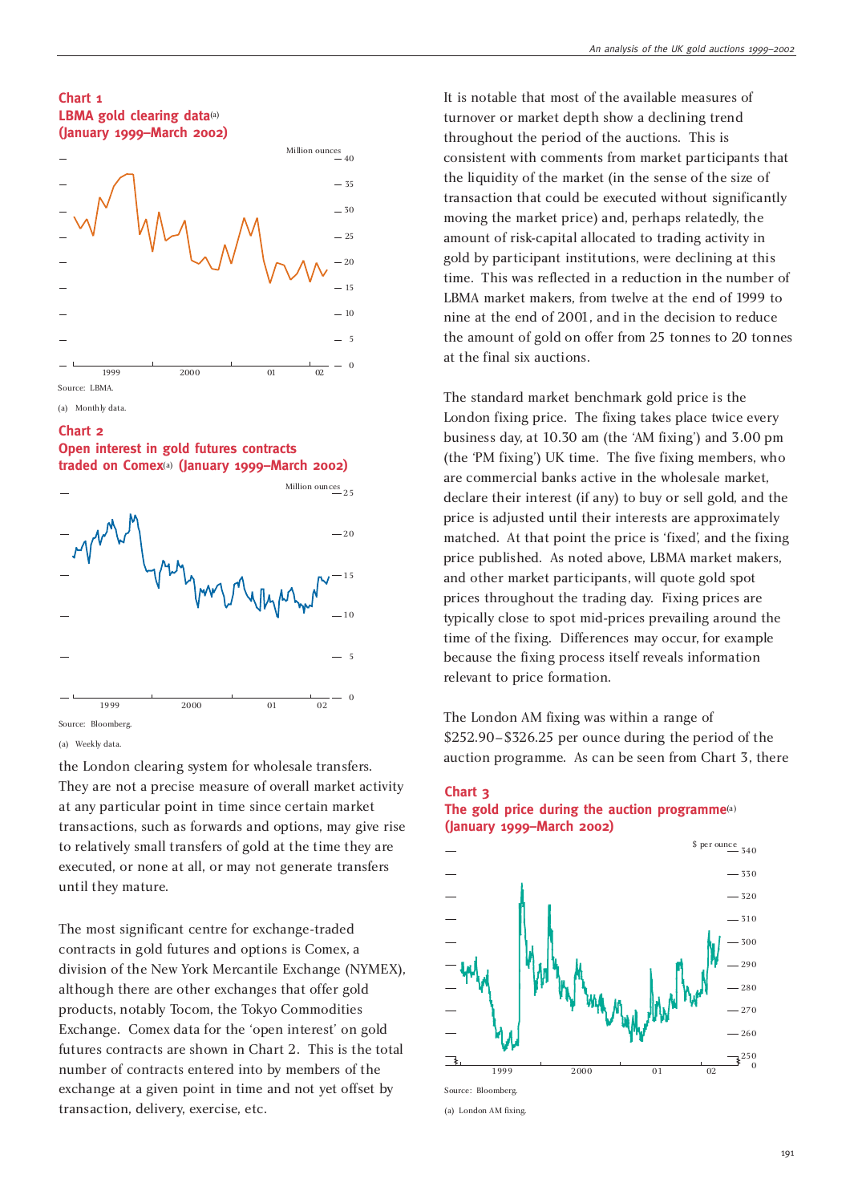**Chart 1**
**LBMA gold clearing data(a)**
**(January 1999–March 2002)**

Source: LBMA.

(a) Monthly data.

**Chart 2**
**Open interest in gold futures contracts traded on Comex(a) (January 1999–March 2002)**

Source: Bloomberg.

(a) Weekly data.

the London clearing system for wholesale transfers. They are not a precise measure of overall market activity at any particular point in time since certain market transactions, such as forwards and options, may give rise to relatively small transfers of gold at the time they are executed, or none at all, or may not generate transfers until they mature.

The most significant centre for exchange-traded contracts in gold futures and options is Comex, a division of the New York Mercantile Exchange (NYMEX), although there are other exchanges that offer gold products, notably Tocom, the Tokyo Commodities Exchange. Comex data for the 'open interest' on gold futures contracts are shown in Chart 2. This is the total number of contracts entered into by members of the exchange at a given point in time and not yet offset by transaction, delivery, exercise, etc.

It is notable that most of the available measures of turnover or market depth show a declining trend throughout the period of the auctions. This is consistent with comments from market participants that the liquidity of the market (in the sense of the size of transaction that could be executed without significantly moving the market price) and, perhaps relatedly, the amount of risk-capital allocated to trading activity in gold by participant institutions, were declining at this time. This was reflected in a reduction in the number of LBMA market makers, from twelve at the end of 1999 to nine at the end of 2001, and in the decision to reduce the amount of gold on offer from 25 tonnes to 20 tonnes at the final six auctions.

The standard market benchmark gold price is the London fixing price. The fixing takes place twice every business day, at 10.30 am (the 'AM fixing') and 3.00 pm (the 'PM fixing') UK time. The five fixing members, who are commercial banks active in the wholesale market, declare their interest (if any) to buy or sell gold, and the price is adjusted until their interests are approximately matched. At that point the price is 'fixed', and the fixing price published. As noted above, LBMA market makers, and other market participants, will quote gold spot prices throughout the trading day. Fixing prices are typically close to spot mid-prices prevailing around the time of the fixing. Differences may occur, for example because the fixing process itself reveals information relevant to price formation.

The London AM fixing was within a range of \$252.90–\$326.25 per ounce during the period of the auction programme. As can be seen from Chart 3, there

**Chart 3**
**The gold price during the auction programme(a)**
**(January 1999–March 2002)**

Source: Bloomberg.

(a) London AM fixing.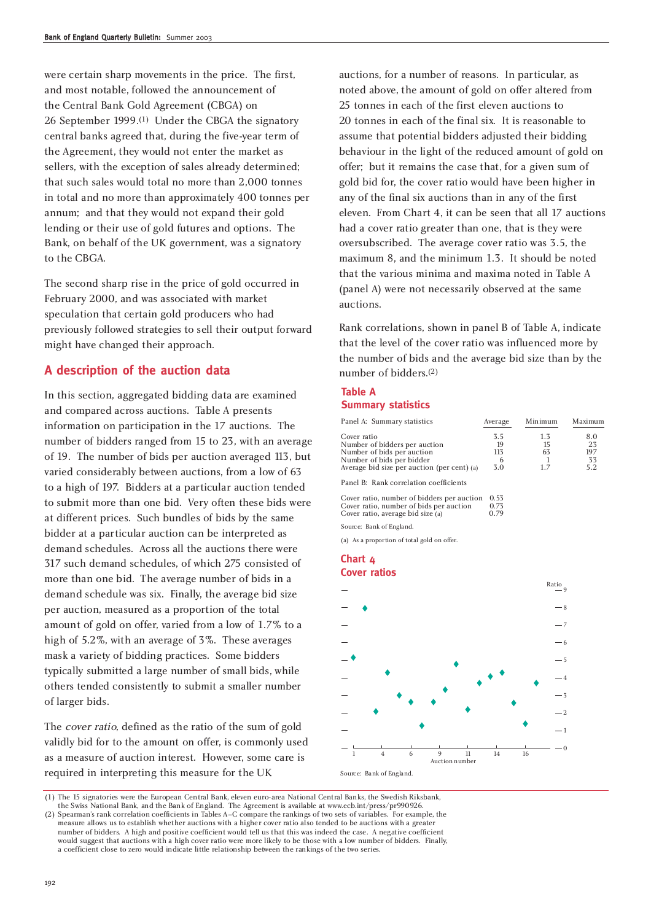were certain sharp movements in the price. The first, and most notable, followed the announcement of the Central Bank Gold Agreement (CBGA) on 26 September 1999.[1] Under the CBGA the signatory central banks agreed that, during the five-year term of the Agreement, they would not enter the market as sellers, with the exception of sales already determined; that such sales would total no more than 2,000 tonnes in total and no more than approximately 400 tonnes per annum; and that they would not expand their gold lending or their use of gold futures and options. The Bank, on behalf of the UK government, was a signatory to the CBGA.

The second sharp rise in the price of gold occurred in February 2000, and was associated with market speculation that certain gold producers who had previously followed strategies to sell their output forward might have changed their approach.

## A description of the auction data

In this section, aggregated bidding data are examined and compared across auctions. Table A presents information on participation in the 17 auctions. The number of bidders ranged from 15 to 23, with an average of 19. The number of bids per auction averaged 113, but varied considerably between auctions, from a low of 63 to a high of 197. Bidders at a particular auction tended to submit more than one bid. Very often these bids were at different prices. Such bundles of bids by the same bidder at a particular auction can be interpreted as demand schedules. Across all the auctions there were 317 such demand schedules, of which 275 consisted of more than one bid. The average number of bids in a demand schedule was six. Finally, the average bid size per auction, measured as a proportion of the total amount of gold on offer, varied from a low of 1.7% to a high of 5.2%, with an average of 3%. These averages mask a variety of bidding practices. Some bidders typically submitted a large number of small bids, while others tended consistently to submit a smaller number of larger bids.

The *cover ratio*, defined as the ratio of the sum of gold validly bid for to the amount on offer, is commonly used as a measure of auction interest. However, some care is required in interpreting this measure for the UK auctions, for a number of reasons. In particular, as noted above, the amount of gold on offer altered from 25 tonnes in each of the first eleven auctions to 20 tonnes in each of the final six. It is reasonable to assume that potential bidders adjusted their bidding behaviour in the light of the reduced amount of gold on offer; but it remains the case that, for a given sum of gold bid for, the cover ratio would have been higher in any of the final six auctions than in any of the first eleven. From Chart 4, it can be seen that all 17 auctions had a cover ratio greater than one, that is they were oversubscribed. The average cover ratio was 3.5, the maximum 8, and the minimum 1.3. It should be noted that the various minima and maxima noted in Table A (panel A) were not necessarily observed at the same auctions.

Rank correlations, shown in panel B of Table A, indicate that the level of the cover ratio was influenced more by the number of bids and the average bid size than by the number of bidders.[2]

### Table A
### Summary statistics

| Panel A: Summary statistics | Average | Minimum | Maximum |
|---|---|---|---|
| Cover ratio | 3.5 | 1.3 | 8.0 |
| Number of bidders per auction | 19 | 15 | 23 |
| Number of bids per auction | 113 | 63 | 197 |
| Number of bids per bidder | 6 | 1 | 33 |
| Average bid size per auction (per cent) (a) | 3.0 | 1.7 | 5.2 |
| **Panel B: Rank correlation coefficients** | | | |
| Cover ratio, number of bidders per auction | 0.53 | | |
| Cover ratio, number of bids per auction | 0.73 | | |
| Cover ratio, average bid size (a) | 0.79 | | |

Source: Bank of England.

(a) As a proportion of total gold on offer.

### Chart 4
### Cover ratios

Source: Bank of England.

(1) The 15 signatories were the European Central Bank, eleven euro-area National Central Banks, the Swedish Riksbank, the Swiss National Bank, and the Bank of England. The Agreement is available at www.ecb.int/press/pr990926.

(2) Spearman's rank correlation coefficients in Tables A–C compare the rankings of two sets of variables. For example, the measure allows us to establish whether auctions with a higher cover ratio also tended to be auctions with a greater number of bidders. A high and positive coefficient would tell us that this was indeed the case. A negative coefficient would suggest that auctions with a high cover ratio were more likely to be those with a low number of bidders. Finally, a coefficient close to zero would indicate little relationship between the rankings of the two series.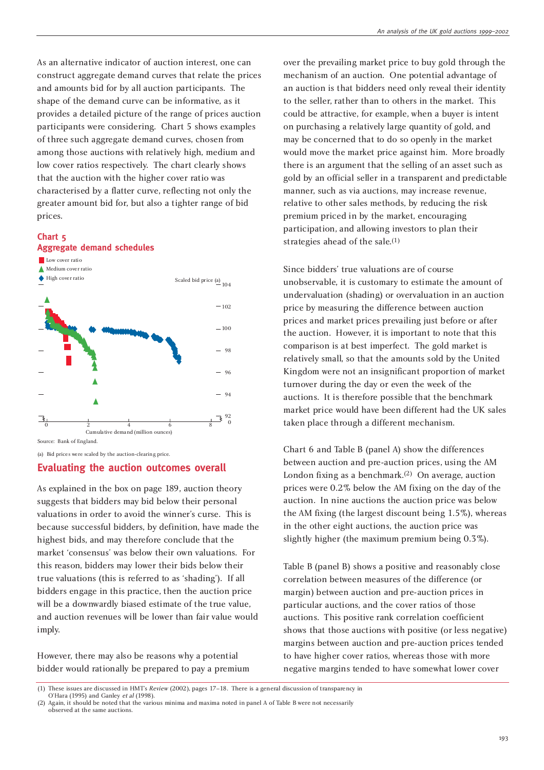As an alternative indicator of auction interest, one can construct aggregate demand curves that relate the prices and amounts bid for by all auction participants. The shape of the demand curve can be informative, as it provides a detailed picture of the range of prices auction participants were considering. Chart 5 shows examples of three such aggregate demand curves, chosen from among those auctions with relatively high, medium and low cover ratios respectively. The chart clearly shows that the auction with the higher cover ratio was characterised by a flatter curve, reflecting not only the greater amount bid for, but also a tighter range of bid prices.

### Chart 5
### Aggregate demand schedules

Low cover ratio
Medium cover ratio
High cover ratio

Scaled bid price (a)

Cumulative demand (million ounces)

Source: Bank of England.

(a) Bid prices were scaled by the auction-clearing price.

## Evaluating the auction outcomes overall

As explained in the box on page 189, auction theory suggests that bidders may bid below their personal valuations in order to avoid the winner's curse. This is because successful bidders, by definition, have made the highest bids, and may therefore conclude that the market 'consensus' was below their own valuations. For this reason, bidders may lower their bids below their true valuations (this is referred to as 'shading'). If all bidders engage in this practice, then the auction price will be a downwardly biased estimate of the true value, and auction revenues will be lower than fair value would imply.

However, there may also be reasons why a potential bidder would rationally be prepared to pay a premium over the prevailing market price to buy gold through the mechanism of an auction. One potential advantage of an auction is that bidders need only reveal their identity to the seller, rather than to others in the market. This could be attractive, for example, when a buyer is intent on purchasing a relatively large quantity of gold, and may be concerned that to do so openly in the market would move the market price against him. More broadly there is an argument that the selling of an asset such as gold by an official seller in a transparent and predictable manner, such as via auctions, may increase revenue, relative to other sales methods, by reducing the risk premium priced in by the market, encouraging participation, and allowing investors to plan their strategies ahead of the sale.[1]

Since bidders' true valuations are of course unobservable, it is customary to estimate the amount of undervaluation (shading) or overvaluation in an auction price by measuring the difference between auction prices and market prices prevailing just before or after the auction. However, it is important to note that this comparison is at best imperfect. The gold market is relatively small, so that the amounts sold by the United Kingdom were not an insignificant proportion of market turnover during the day or even the week of the auctions. It is therefore possible that the benchmark market price would have been different had the UK sales taken place through a different mechanism.

Chart 6 and Table B (panel A) show the differences between auction and pre-auction prices, using the AM London fixing as a benchmark.[2] On average, auction prices were 0.2% below the AM fixing on the day of the auction. In nine auctions the auction price was below the AM fixing (the largest discount being 1.5%), whereas in the other eight auctions, the auction price was slightly higher (the maximum premium being 0.3%).

Table B (panel B) shows a positive and reasonably close correlation between measures of the difference (or margin) between auction and pre-auction prices in particular auctions, and the cover ratios of those auctions. This positive rank correlation coefficient shows that those auctions with positive (or less negative) margins between auction and pre-auction prices tended to have higher cover ratios, whereas those with more negative margins tended to have somewhat lower cover

(1) These issues are discussed in HMT's *Review* (2002), pages 17–18. There is a general discussion of transparency in O'Hara (1995) and Ganley *et al* (1998).
(2) Again, it should be noted that the various minima and maxima noted in panel A of Table B were not necessarily observed at the same auctions.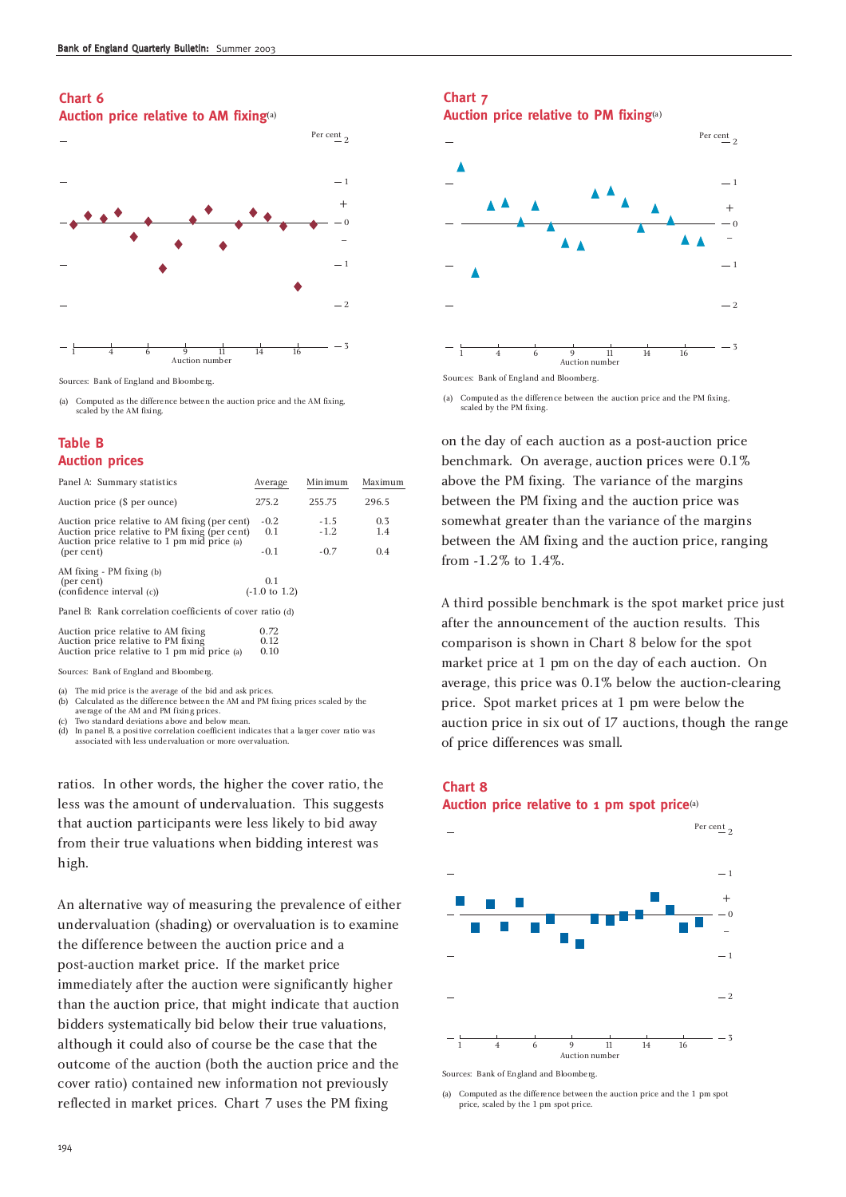## Chart 6
### Auction price relative to AM fixing(a)

Sources: Bank of England and Bloomberg.

(a) Computed as the difference between the auction price and the AM fixing, scaled by the AM fixing.

## Table B
### Auction prices

| Panel A: Summary statistics | Average | Minimum | Maximum |
|---|---|---|---|
| Auction price ($ per ounce) | 275.2 | 255.75 | 296.5 |
| Auction price relative to AM fixing (per cent) | -0.2 | -1.5 | 0.3 |
| Auction price relative to PM fixing (per cent) | 0.1 | -1.2 | 1.4 |
| Auction price relative to 1 pm mid price (a) (per cent) | -0.1 | -0.7 | 0.4 |
| AM fixing - PM fixing (b) (per cent) | 0.1 | | |
| (confidence interval (c)) | (-1.0 to 1.2) | | |
| **Panel B: Rank correlation coefficients of cover ratio (d)** | | | |
| Auction price relative to AM fixing | 0.72 | | |
| Auction price relative to PM fixing | 0.12 | | |
| Auction price relative to 1 pm mid price (a) | 0.10 | | |

Sources: Bank of England and Bloomberg.

(a) The mid price is the average of the bid and ask prices.
(b) Calculated as the difference between the AM and PM fixing prices scaled by the average of the AM and PM fixing prices.
(c) Two standard deviations above and below mean.
(d) In panel B, a positive correlation coefficient indicates that a larger cover ratio was associated with less undervaluation or more overvaluation.

ratios. In other words, the higher the cover ratio, the less was the amount of undervaluation. This suggests that auction participants were less likely to bid away from their true valuations when bidding interest was high.

An alternative way of measuring the prevalence of either undervaluation (shading) or overvaluation is to examine the difference between the auction price and a post-auction market price. If the market price immediately after the auction were significantly higher than the auction price, that might indicate that auction bidders systematically bid below their true valuations, although it could also of course be the case that the outcome of the auction (both the auction price and the cover ratio) contained new information not previously reflected in market prices. Chart 7 uses the PM fixing

## Chart 7
### Auction price relative to PM fixing(a)

Sources: Bank of England and Bloomberg.

(a) Computed as the difference between the auction price and the PM fixing, scaled by the PM fixing.

on the day of each auction as a post-auction price benchmark. On average, auction prices were 0.1% above the PM fixing. The variance of the margins between the PM fixing and the auction price was somewhat greater than the variance of the margins between the AM fixing and the auction price, ranging from -1.2% to 1.4%.

A third possible benchmark is the spot market price just after the announcement of the auction results. This comparison is shown in Chart 8 below for the spot market price at 1 pm on the day of each auction. On average, this price was 0.1% below the auction-clearing price. Spot market prices at 1 pm were below the auction price in six out of 17 auctions, though the range of price differences was small.

## Chart 8
### Auction price relative to 1 pm spot price(a)

Sources: Bank of England and Bloomberg.

(a) Computed as the difference between the auction price and the 1 pm spot price, scaled by the 1 pm spot price.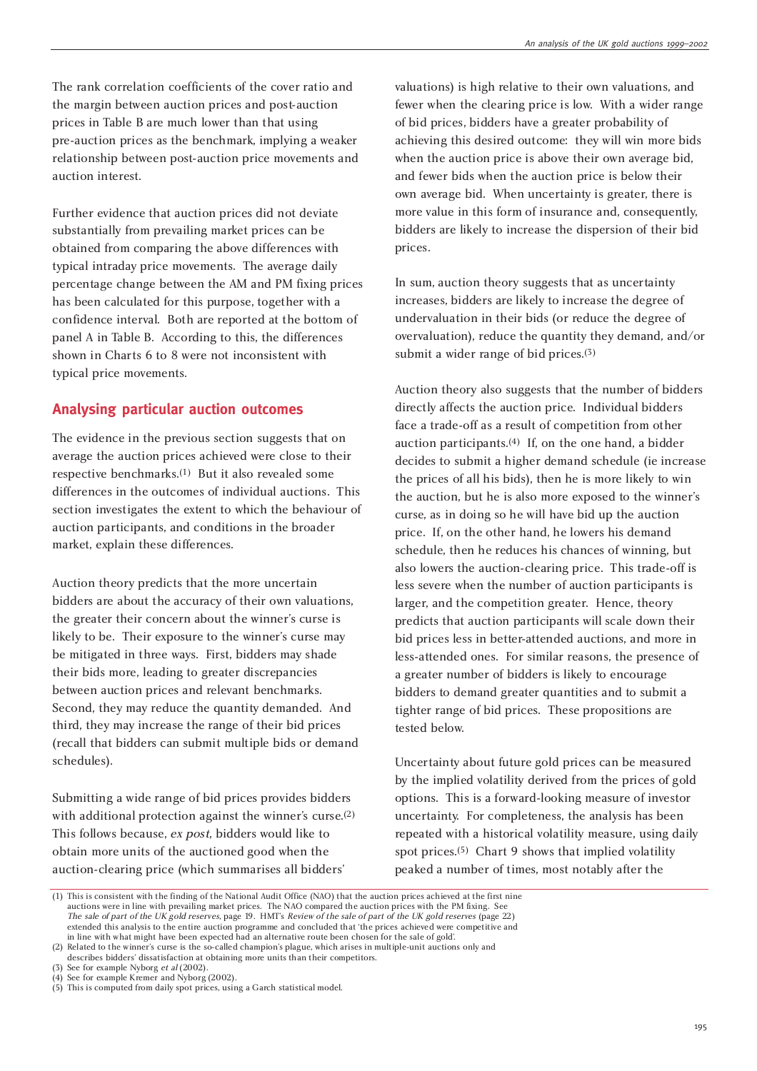The rank correlation coefficients of the cover ratio and the margin between auction prices and post-auction prices in Table B are much lower than that using pre-auction prices as the benchmark, implying a weaker relationship between post-auction price movements and auction interest.

Further evidence that auction prices did not deviate substantially from prevailing market prices can be obtained from comparing the above differences with typical intraday price movements. The average daily percentage change between the AM and PM fixing prices has been calculated for this purpose, together with a confidence interval. Both are reported at the bottom of panel A in Table B. According to this, the differences shown in Charts 6 to 8 were not inconsistent with typical price movements.

## Analysing particular auction outcomes

The evidence in the previous section suggests that on average the auction prices achieved were close to their respective benchmarks.[1] But it also revealed some differences in the outcomes of individual auctions. This section investigates the extent to which the behaviour of auction participants, and conditions in the broader market, explain these differences.

Auction theory predicts that the more uncertain bidders are about the accuracy of their own valuations, the greater their concern about the winner's curse is likely to be. Their exposure to the winner's curse may be mitigated in three ways. First, bidders may shade their bids more, leading to greater discrepancies between auction prices and relevant benchmarks. Second, they may reduce the quantity demanded. And third, they may increase the range of their bid prices (recall that bidders can submit multiple bids or demand schedules).

Submitting a wide range of bid prices provides bidders with additional protection against the winner's curse.[2] This follows because, *ex post*, bidders would like to obtain more units of the auctioned good when the auction-clearing price (which summarises all bidders' valuations) is high relative to their own valuations, and fewer when the clearing price is low. With a wider range of bid prices, bidders have a greater probability of achieving this desired outcome: they will win more bids when the auction price is above their own average bid, and fewer bids when the auction price is below their own average bid. When uncertainty is greater, there is more value in this form of insurance and, consequently, bidders are likely to increase the dispersion of their bid prices.

In sum, auction theory suggests that as uncertainty increases, bidders are likely to increase the degree of undervaluation in their bids (or reduce the degree of overvaluation), reduce the quantity they demand, and/or submit a wider range of bid prices.[3]

Auction theory also suggests that the number of bidders directly affects the auction price. Individual bidders face a trade-off as a result of competition from other auction participants.[4] If, on the one hand, a bidder decides to submit a higher demand schedule (ie increase the prices of all his bids), then he is more likely to win the auction, but he is also more exposed to the winner's curse, as in doing so he will have bid up the auction price. If, on the other hand, he lowers his demand schedule, then he reduces his chances of winning, but also lowers the auction-clearing price. This trade-off is less severe when the number of auction participants is larger, and the competition greater. Hence, theory predicts that auction participants will scale down their bid prices less in better-attended auctions, and more in less-attended ones. For similar reasons, the presence of a greater number of bidders is likely to encourage bidders to demand greater quantities and to submit a tighter range of bid prices. These propositions are tested below.

Uncertainty about future gold prices can be measured by the implied volatility derived from the prices of gold options. This is a forward-looking measure of investor uncertainty. For completeness, the analysis has been repeated with a historical volatility measure, using daily spot prices.[5] Chart 9 shows that implied volatility peaked a number of times, most notably after the

---

(1) This is consistent with the finding of the National Audit Office (NAO) that the auction prices achieved at the first nine auctions were in line with prevailing market prices. The NAO compared the auction prices with the PM fixing. See *The sale of part of the UK gold reserves*, page 19. HMT's *Review of the sale of part of the UK gold reserves* (page 22) extended this analysis to the entire auction programme and concluded that 'the prices achieved were competitive and in line with what might have been expected had an alternative route been chosen for the sale of gold'.

(2) Related to the winner's curse is the so-called champion's plague, which arises in multiple-unit auctions only and describes bidders' dissatisfaction at obtaining more units than their competitors.

(3) See for example Nyborg *et al* (2002).

(4) See for example Kremer and Nyborg (2002).

(5) This is computed from daily spot prices, using a Garch statistical model.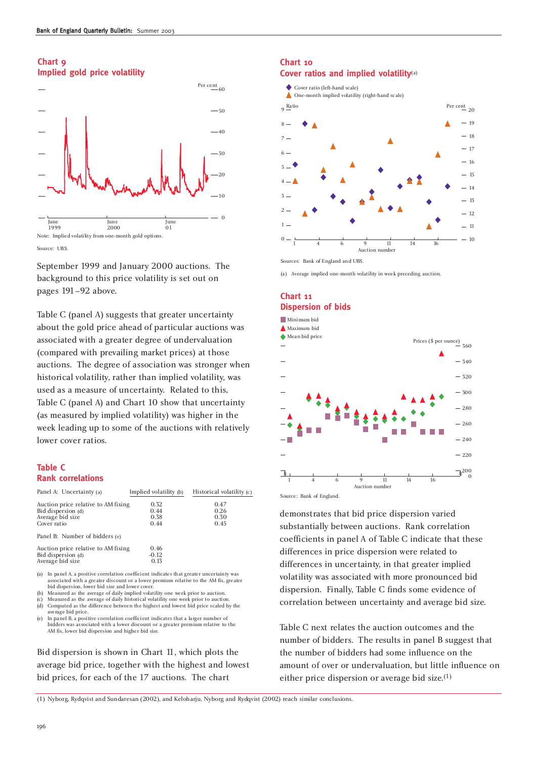## Chart 9
## Implied gold price volatility

Note: Implied volatility from one-month gold options.

Source: UBS.

September 1999 and January 2000 auctions. The background to this price volatility is set out on pages 191–92 above.

Table C (panel A) suggests that greater uncertainty about the gold price ahead of particular auctions was associated with a greater degree of undervaluation (compared with prevailing market prices) at those auctions. The degree of association was stronger when historical volatility, rather than implied volatility, was used as a measure of uncertainty. Related to this, Table C (panel A) and Chart 10 show that uncertainty (as measured by implied volatility) was higher in the week leading up to some of the auctions with relatively lower cover ratios.

## Table C
## Rank correlations

| Panel A: Uncertainty (a) | Implied volatility (b) | Historical volatility (c) |
|---|---|---|
| Auction price relative to AM fixing | 0.32 | 0.47 |
| Bid dispersion (d) | 0.44 | 0.26 |
| Average bid size | 0.38 | 0.30 |
| Cover ratio | 0.44 | 0.45 |
| Panel B: Number of bidders (e) | | |
| Auction price relative to AM fixing | 0.46 | |
| Bid dispersion (d) | -0.12 | |
| Average bid size | 0.13 | |

(a) In panel A, a positive correlation coefficient indicates that greater uncertainty was associated with a greater discount or a lower premium relative to the AM fix, greater bid dispersion, lower bid size and lower cover.
(b) Measured as the average of daily implied volatility one week prior to auction.
(c) Measured as the average of daily historical volatility one week prior to auction.
(d) Computed as the difference between the highest and lowest bid price scaled by the average bid price.
(e) In panel B, a positive correlation coefficient indicates that a larger number of bidders was associated with a lower discount or a greater premium relative to the AM fix, lower bid dispersion and higher bid size.

Bid dispersion is shown in Chart 11, which plots the average bid price, together with the highest and lowest bid prices, for each of the 17 auctions. The chart demonstrates that bid price dispersion varied substantially between auctions. Rank correlation coefficients in panel A of Table C indicate that these differences in price dispersion were related to differences in uncertainty, in that greater implied volatility was associated with more pronounced bid dispersion. Finally, Table C finds some evidence of correlation between uncertainty and average bid size.

## Chart 10
## Cover ratios and implied volatility[a]

Sources: Bank of England and UBS.

(a) Average implied one-month volatility in week preceding auction.

## Chart 11
## Dispersion of bids

Source: Bank of England.

Table C next relates the auction outcomes and the number of bidders. The results in panel B suggest that the number of bidders had some influence on the amount of over or undervaluation, but little influence on either price dispersion or average bid size.[1]

(1) Nyborg, Rydqvist and Sundaresan (2002), and Keloharju, Nyborg and Rydqvist (2002) reach similar conclusions.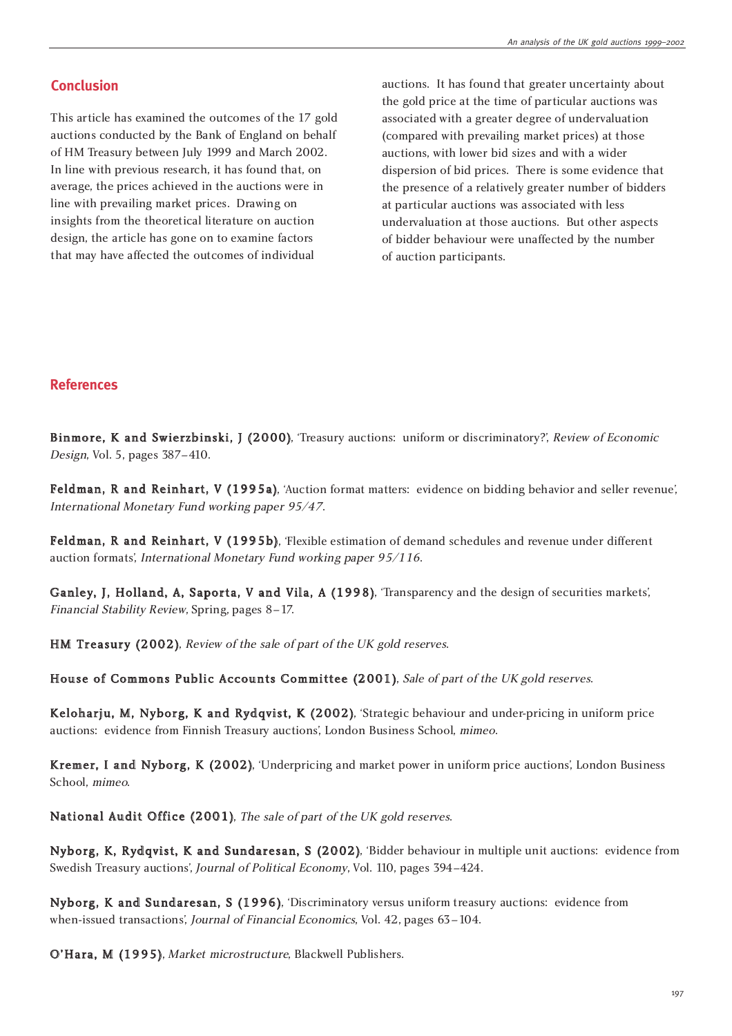## Conclusion

This article has examined the outcomes of the 17 gold auctions conducted by the Bank of England on behalf of HM Treasury between July 1999 and March 2002. In line with previous research, it has found that, on average, the prices achieved in the auctions were in line with prevailing market prices. Drawing on insights from the theoretical literature on auction design, the article has gone on to examine factors that may have affected the outcomes of individual auctions. It has found that greater uncertainty about the gold price at the time of particular auctions was associated with a greater degree of undervaluation (compared with prevailing market prices) at those auctions, with lower bid sizes and with a wider dispersion of bid prices. There is some evidence that the presence of a relatively greater number of bidders at particular auctions was associated with less undervaluation at those auctions. But other aspects of bidder behaviour were unaffected by the number of auction participants.

## References

**Binmore, K and Swierzbinski, J (2000)**, 'Treasury auctions: uniform or discriminatory?', *Review of Economic Design*, Vol. 5, pages 387–410.

**Feldman, R and Reinhart, V (1995a)**, 'Auction format matters: evidence on bidding behavior and seller revenue', *International Monetary Fund working paper 95/47*.

**Feldman, R and Reinhart, V (1995b)**, 'Flexible estimation of demand schedules and revenue under different auction formats', *International Monetary Fund working paper 95/116*.

**Ganley, J, Holland, A, Saporta, V and Vila, A (1998)**, 'Transparency and the design of securities markets', *Financial Stability Review*, Spring, pages 8–17.

**HM Treasury (2002)**, *Review of the sale of part of the UK gold reserves*.

**House of Commons Public Accounts Committee (2001)**, *Sale of part of the UK gold reserves*.

**Keloharju, M, Nyborg, K and Rydqvist, K (2002)**, 'Strategic behaviour and under-pricing in uniform price auctions: evidence from Finnish Treasury auctions', London Business School, *mimeo*.

**Kremer, I and Nyborg, K (2002)**, 'Underpricing and market power in uniform price auctions', London Business School, *mimeo*.

**National Audit Office (2001)**, *The sale of part of the UK gold reserves*.

**Nyborg, K, Rydqvist, K and Sundaresan, S (2002)**, 'Bidder behaviour in multiple unit auctions: evidence from Swedish Treasury auctions', *Journal of Political Economy*, Vol. 110, pages 394–424.

**Nyborg, K and Sundaresan, S (1996)**, 'Discriminatory versus uniform treasury auctions: evidence from when-issued transactions', *Journal of Financial Economics*, Vol. 42, pages 63–104.

**O'Hara, M (1995)**, *Market microstructure*, Blackwell Publishers.